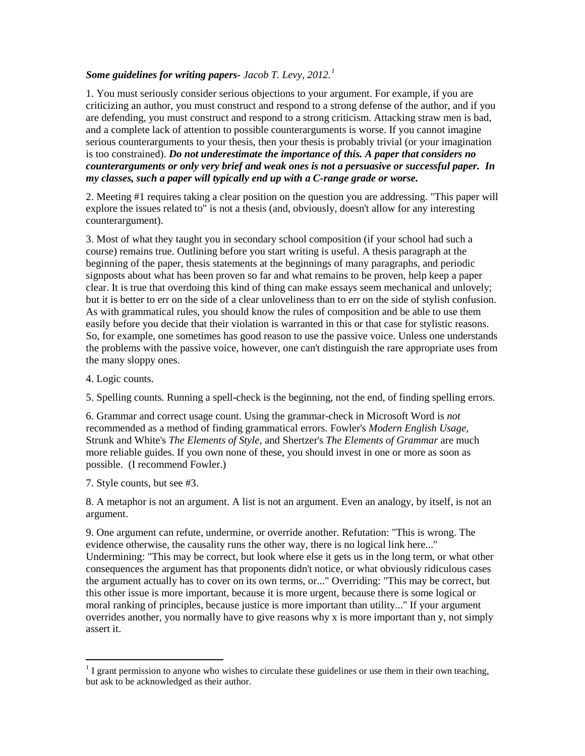***Some guidelines for writing papers-*** *Jacob T. Levy, 2012.*[1]

1. You must seriously consider serious objections to your argument. For example, if you are criticizing an author, you must construct and respond to a strong defense of the author, and if you are defending, you must construct and respond to a strong criticism. Attacking straw men is bad, and a complete lack of attention to possible counterarguments is worse. If you cannot imagine serious counterarguments to your thesis, then your thesis is probably trivial (or your imagination is too constrained). ***Do not underestimate the importance of this. A paper that considers no counterarguments or only very brief and weak ones is not a persuasive or successful paper. In my classes, such a paper will typically end up with a C-range grade or worse.***

2. Meeting #1 requires taking a clear position on the question you are addressing. "This paper will explore the issues related to" is not a thesis (and, obviously, doesn't allow for any interesting counterargument).

3. Most of what they taught you in secondary school composition (if your school had such a course) remains true. Outlining before you start writing is useful. A thesis paragraph at the beginning of the paper, thesis statements at the beginnings of many paragraphs, and periodic signposts about what has been proven so far and what remains to be proven, help keep a paper clear. It is true that overdoing this kind of thing can make essays seem mechanical and unlovely; but it is better to err on the side of a clear unloveliness than to err on the side of stylish confusion. As with grammatical rules, you should know the rules of composition and be able to use them easily before you decide that their violation is warranted in this or that case for stylistic reasons. So, for example, one sometimes has good reason to use the passive voice. Unless one understands the problems with the passive voice, however, one can't distinguish the rare appropriate uses from the many sloppy ones.

4. Logic counts.

5. Spelling counts. Running a spell-check is the beginning, not the end, of finding spelling errors.

6. Grammar and correct usage count. Using the grammar-check in Microsoft Word is *not* recommended as a method of finding grammatical errors. Fowler's *Modern English Usage*, Strunk and White's *The Elements of Style*, and Shertzer's *The Elements of Grammar* are much more reliable guides. If you own none of these, you should invest in one or more as soon as possible. (I recommend Fowler.)

7. Style counts, but see #3.

8. A metaphor is not an argument. A list is not an argument. Even an analogy, by itself, is not an argument.

9. One argument can refute, undermine, or override another. Refutation: "This is wrong. The evidence otherwise, the causality runs the other way, there is no logical link here..." Undermining: "This may be correct, but look where else it gets us in the long term, or what other consequences the argument has that proponents didn't notice, or what obviously ridiculous cases the argument actually has to cover on its own terms, or..." Overriding: "This may be correct, but this other issue is more important, because it is more urgent, because there is some logical or moral ranking of principles, because justice is more important than utility..." If your argument overrides another, you normally have to give reasons why x is more important than y, not simply assert it.

---

[1] I grant permission to anyone who wishes to circulate these guidelines or use them in their own teaching, but ask to be acknowledged as their author.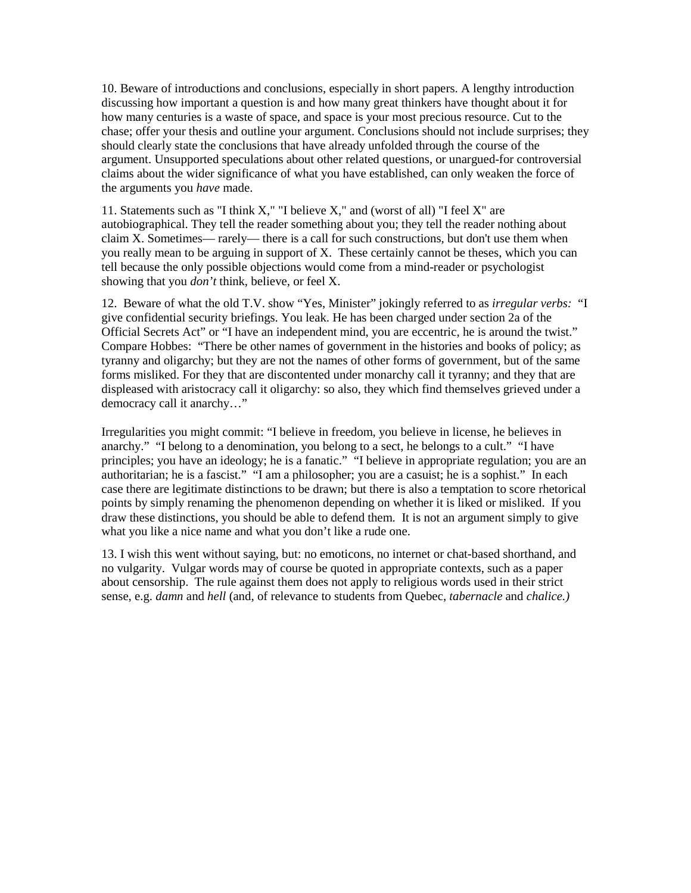10. Beware of introductions and conclusions, especially in short papers. A lengthy introduction discussing how important a question is and how many great thinkers have thought about it for how many centuries is a waste of space, and space is your most precious resource. Cut to the chase; offer your thesis and outline your argument. Conclusions should not include surprises; they should clearly state the conclusions that have already unfolded through the course of the argument. Unsupported speculations about other related questions, or unargued-for controversial claims about the wider significance of what you have established, can only weaken the force of the arguments you *have* made.

11. Statements such as "I think X," "I believe X," and (worst of all) "I feel X" are autobiographical. They tell the reader something about you; they tell the reader nothing about claim X. Sometimes— rarely— there is a call for such constructions, but don't use them when you really mean to be arguing in support of X. These certainly cannot be theses, which you can tell because the only possible objections would come from a mind-reader or psychologist showing that you *don't* think, believe, or feel X.

12. Beware of what the old T.V. show "Yes, Minister" jokingly referred to as *irregular verbs:* "I give confidential security briefings. You leak. He has been charged under section 2a of the Official Secrets Act" or "I have an independent mind, you are eccentric, he is around the twist." Compare Hobbes: "There be other names of government in the histories and books of policy; as tyranny and oligarchy; but they are not the names of other forms of government, but of the same forms misliked. For they that are discontented under monarchy call it tyranny; and they that are displeased with aristocracy call it oligarchy: so also, they which find themselves grieved under a democracy call it anarchy…"

Irregularities you might commit: "I believe in freedom, you believe in license, he believes in anarchy." "I belong to a denomination, you belong to a sect, he belongs to a cult." "I have principles; you have an ideology; he is a fanatic." "I believe in appropriate regulation; you are an authoritarian; he is a fascist." "I am a philosopher; you are a casuist; he is a sophist." In each case there are legitimate distinctions to be drawn; but there is also a temptation to score rhetorical points by simply renaming the phenomenon depending on whether it is liked or misliked. If you draw these distinctions, you should be able to defend them. It is not an argument simply to give what you like a nice name and what you don't like a rude one.

13. I wish this went without saying, but: no emoticons, no internet or chat-based shorthand, and no vulgarity. Vulgar words may of course be quoted in appropriate contexts, such as a paper about censorship. The rule against them does not apply to religious words used in their strict sense, e.g. *damn* and *hell* (and, of relevance to students from Quebec, *tabernacle* and *chalice.)*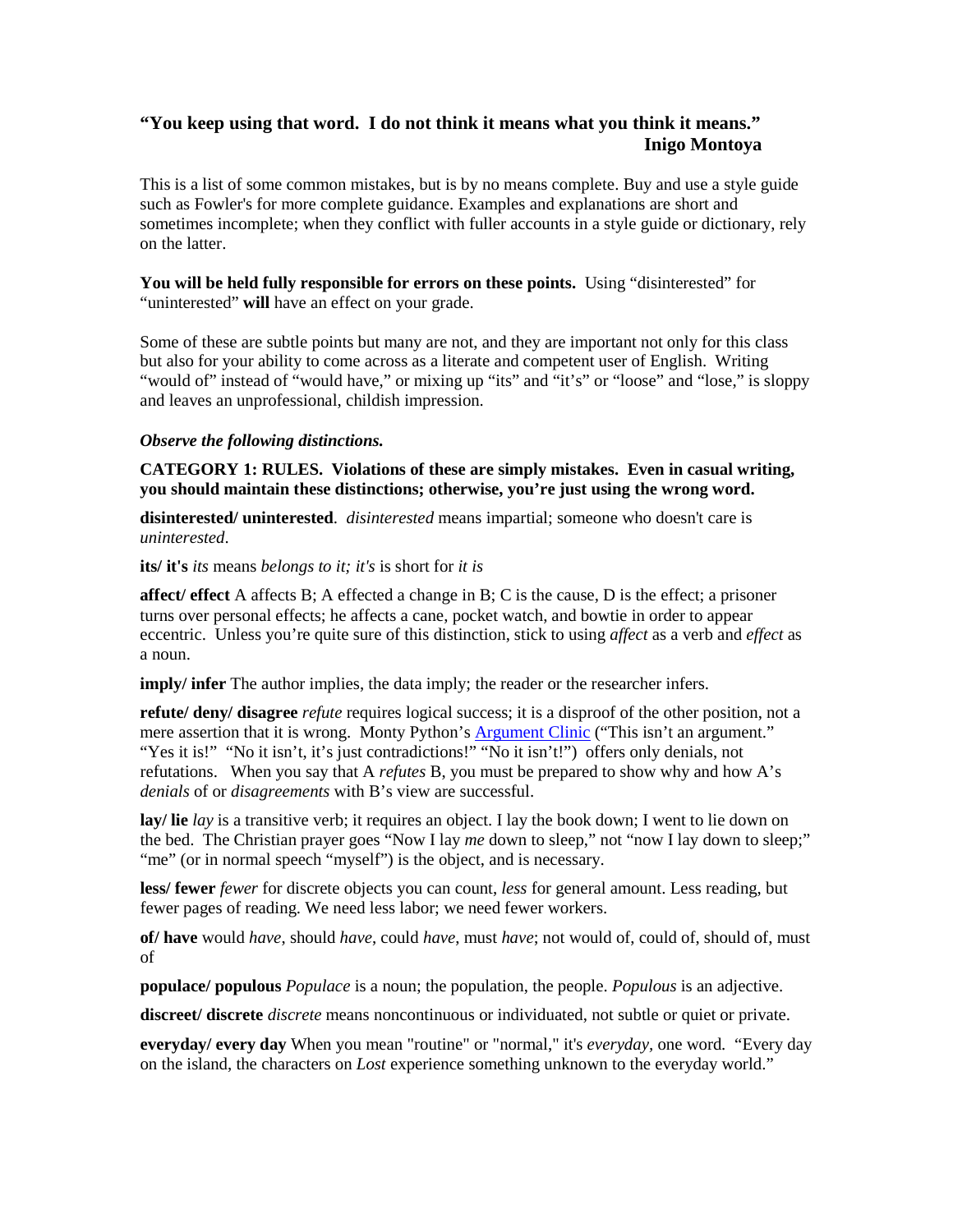### "You keep using that word. I do not think it means what you think it means."
**Inigo Montoya**

This is a list of some common mistakes, but is by no means complete. Buy and use a style guide such as Fowler's for more complete guidance. Examples and explanations are short and sometimes incomplete; when they conflict with fuller accounts in a style guide or dictionary, rely on the latter.

**You will be held fully responsible for errors on these points.** Using "disinterested" for "uninterested" **will** have an effect on your grade.

Some of these are subtle points but many are not, and they are important not only for this class but also for your ability to come across as a literate and competent user of English. Writing "would of" instead of "would have," or mixing up "its" and "it's" or "loose" and "lose," is sloppy and leaves an unprofessional, childish impression.

***Observe the following distinctions.***

**CATEGORY 1: RULES. Violations of these are simply mistakes. Even in casual writing, you should maintain these distinctions; otherwise, you're just using the wrong word.**

**disinterested/ uninterested**. *disinterested* means impartial; someone who doesn't care is *uninterested*.

**its/ it's** *its* means *belongs to it; it's* is short for *it is*

**affect/ effect** A affects B; A effected a change in B; C is the cause, D is the effect; a prisoner turns over personal effects; he affects a cane, pocket watch, and bowtie in order to appear eccentric. Unless you're quite sure of this distinction, stick to using *affect* as a verb and *effect* as a noun.

**imply/ infer** The author implies, the data imply; the reader or the researcher infers.

**refute/ deny/ disagree** *refute* requires logical success; it is a disproof of the other position, not a mere assertion that it is wrong. Monty Python's Argument Clinic ("This isn't an argument." "Yes it is!" "No it isn't, it's just contradictions!" "No it isn't!") offers only denials, not refutations. When you say that A *refutes* B, you must be prepared to show why and how A's *denials* of or *disagreements* with B's view are successful.

**lay/ lie** *lay* is a transitive verb; it requires an object. I lay the book down; I went to lie down on the bed. The Christian prayer goes "Now I lay *me* down to sleep," not "now I lay down to sleep;" "me" (or in normal speech "myself") is the object, and is necessary.

**less/ fewer** *fewer* for discrete objects you can count, *less* for general amount. Less reading, but fewer pages of reading. We need less labor; we need fewer workers.

**of/ have** would *have*, should *have*, could *have*, must *have*; not would of, could of, should of, must of

**populace/ populous** *Populace* is a noun; the population, the people. *Populous* is an adjective.

**discreet/ discrete** *discrete* means noncontinuous or individuated, not subtle or quiet or private.

**everyday/ every day** When you mean "routine" or "normal," it's *everyday*, one word. "Every day on the island, the characters on *Lost* experience something unknown to the everyday world."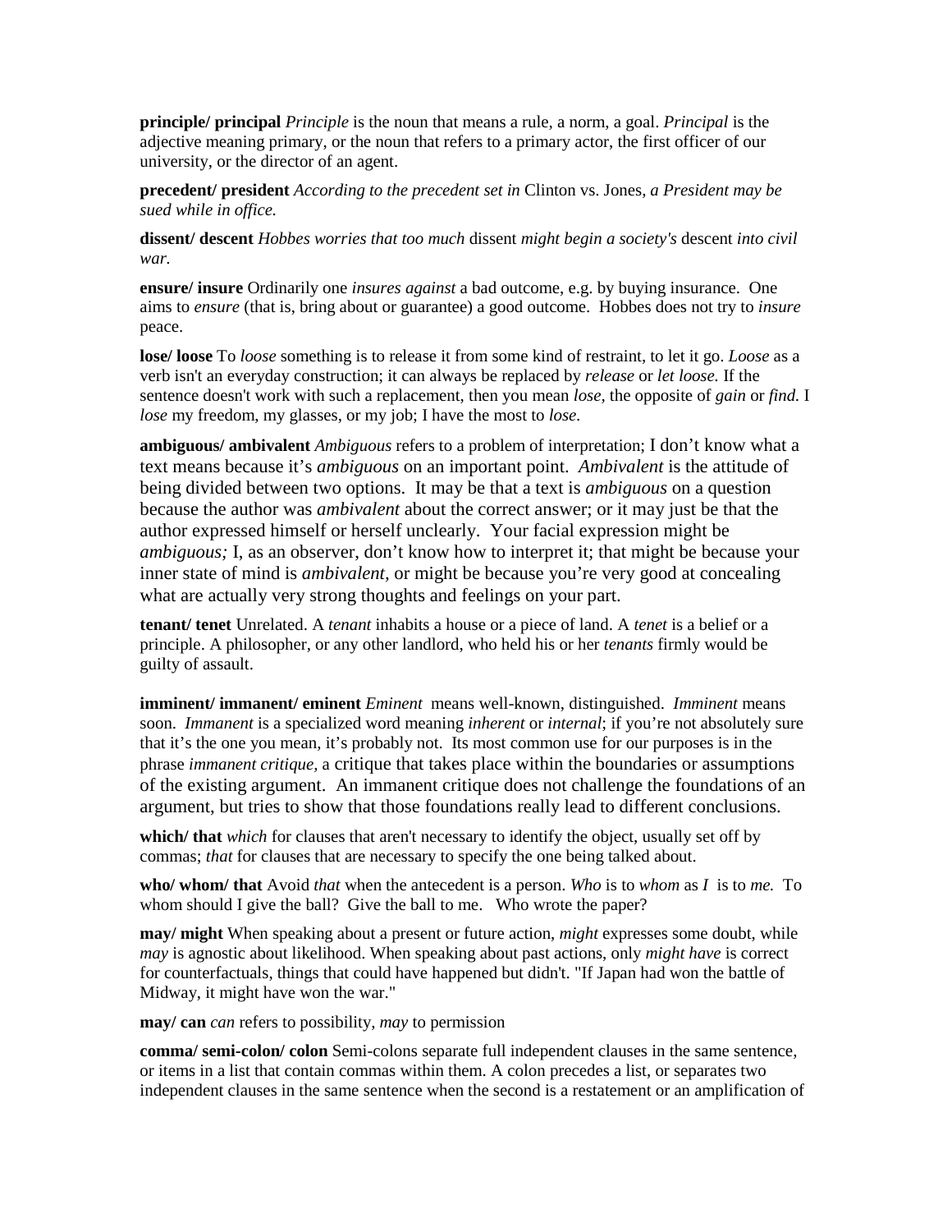**principle/ principal** *Principle* is the noun that means a rule, a norm, a goal. *Principal* is the adjective meaning primary, or the noun that refers to a primary actor, the first officer of our university, or the director of an agent.

**precedent/ president** *According to the precedent set in* Clinton vs. Jones, *a President may be sued while in office.*

**dissent/ descent** *Hobbes worries that too much* dissent *might begin a society's* descent *into civil war.*

**ensure/ insure** Ordinarily one *insures against* a bad outcome, e.g. by buying insurance. One aims to *ensure* (that is, bring about or guarantee) a good outcome. Hobbes does not try to *insure* peace.

**lose/ loose** To *loose* something is to release it from some kind of restraint, to let it go. *Loose* as a verb isn't an everyday construction; it can always be replaced by *release* or *let loose.* If the sentence doesn't work with such a replacement, then you mean *lose,* the opposite of *gain* or *find.* I *lose* my freedom, my glasses, or my job; I have the most to *lose.*

**ambiguous/ ambivalent** *Ambiguous* refers to a problem of interpretation; I don't know what a text means because it's *ambiguous* on an important point. *Ambivalent* is the attitude of being divided between two options. It may be that a text is *ambiguous* on a question because the author was *ambivalent* about the correct answer; or it may just be that the author expressed himself or herself unclearly. Your facial expression might be *ambiguous;* I, as an observer, don't know how to interpret it; that might be because your inner state of mind is *ambivalent,* or might be because you're very good at concealing what are actually very strong thoughts and feelings on your part.

**tenant/ tenet** Unrelated. A *tenant* inhabits a house or a piece of land. A *tenet* is a belief or a principle. A philosopher, or any other landlord, who held his or her *tenants* firmly would be guilty of assault.

**imminent/ immanent/ eminent** *Eminent* means well-known, distinguished. *Imminent* means soon. *Immanent* is a specialized word meaning *inherent* or *internal*; if you're not absolutely sure that it's the one you mean, it's probably not. Its most common use for our purposes is in the phrase *immanent critique,* a critique that takes place within the boundaries or assumptions of the existing argument. An immanent critique does not challenge the foundations of an argument, but tries to show that those foundations really lead to different conclusions.

**which/ that** *which* for clauses that aren't necessary to identify the object, usually set off by commas; *that* for clauses that are necessary to specify the one being talked about.

**who/ whom/ that** Avoid *that* when the antecedent is a person. *Who* is to *whom* as *I* is to *me.* To whom should I give the ball? Give the ball to me. Who wrote the paper?

**may/ might** When speaking about a present or future action, *might* expresses some doubt, while *may* is agnostic about likelihood. When speaking about past actions, only *might have* is correct for counterfactuals, things that could have happened but didn't. "If Japan had won the battle of Midway, it might have won the war."

**may/ can** *can* refers to possibility, *may* to permission

**comma/ semi-colon/ colon** Semi-colons separate full independent clauses in the same sentence, or items in a list that contain commas within them. A colon precedes a list, or separates two independent clauses in the same sentence when the second is a restatement or an amplification of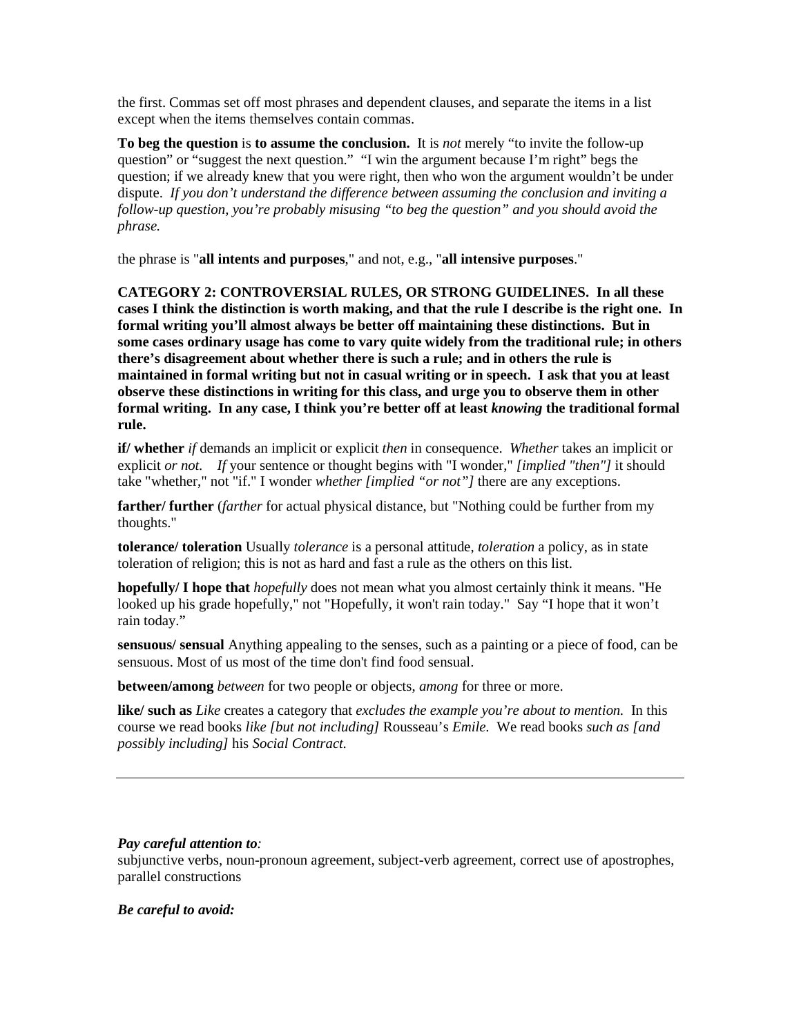the first. Commas set off most phrases and dependent clauses, and separate the items in a list except when the items themselves contain commas.

**To beg the question** is **to assume the conclusion.** It is *not* merely "to invite the follow-up question" or "suggest the next question." "I win the argument because I'm right" begs the question; if we already knew that you were right, then who won the argument wouldn't be under dispute. *If you don't understand the difference between assuming the conclusion and inviting a follow-up question, you're probably misusing "to beg the question" and you should avoid the phrase.*

the phrase is "**all intents and purposes**," and not, e.g., "**all intensive purposes**."

**CATEGORY 2: CONTROVERSIAL RULES, OR STRONG GUIDELINES. In all these cases I think the distinction is worth making, and that the rule I describe is the right one. In formal writing you'll almost always be better off maintaining these distinctions. But in some cases ordinary usage has come to vary quite widely from the traditional rule; in others there's disagreement about whether there is such a rule; and in others the rule is maintained in formal writing but not in casual writing or in speech. I ask that you at least observe these distinctions in writing for this class, and urge you to observe them in other formal writing. In any case, I think you're better off at least *knowing* the traditional formal rule.**

**if/ whether** *if* demands an implicit or explicit *then* in consequence. *Whether* takes an implicit or explicit *or not.* *If* your sentence or thought begins with "I wonder," *[implied "then"]* it should take "whether," not "if." I wonder *whether [implied "or not"]* there are any exceptions.

**farther/ further** (*farther* for actual physical distance, but "Nothing could be further from my thoughts."

**tolerance/ toleration** Usually *tolerance* is a personal attitude, *toleration* a policy, as in state toleration of religion; this is not as hard and fast a rule as the others on this list.

**hopefully/ I hope that** *hopefully* does not mean what you almost certainly think it means. "He looked up his grade hopefully," not "Hopefully, it won't rain today." Say "I hope that it won't rain today."

**sensuous/ sensual** Anything appealing to the senses, such as a painting or a piece of food, can be sensuous. Most of us most of the time don't find food sensual.

**between/among** *between* for two people or objects, *among* for three or more.

**like/ such as** *Like* creates a category that *excludes the example you're about to mention.* In this course we read books *like [but not including]* Rousseau's *Emile.* We read books *such as [and possibly including]* his *Social Contract.*

---

***Pay careful attention to:***
subjunctive verbs, noun-pronoun agreement, subject-verb agreement, correct use of apostrophes, parallel constructions

***Be careful to avoid:***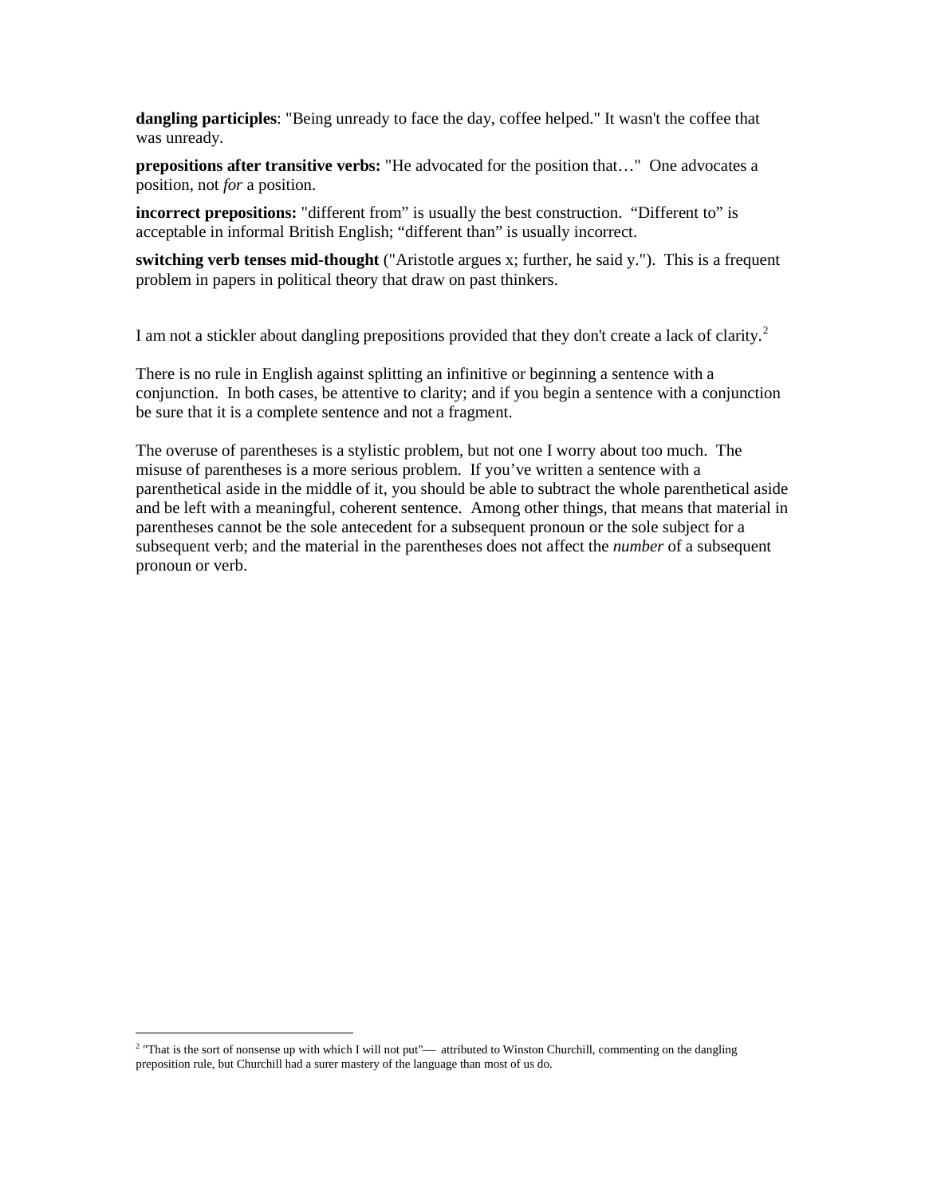**dangling participles**: "Being unready to face the day, coffee helped." It wasn't the coffee that was unready.

**prepositions after transitive verbs:** "He advocated for the position that…" One advocates a position, not *for* a position.

**incorrect prepositions:** "different from" is usually the best construction. "Different to" is acceptable in informal British English; "different than" is usually incorrect.

**switching verb tenses mid-thought** ("Aristotle argues x; further, he said y."). This is a frequent problem in papers in political theory that draw on past thinkers.

I am not a stickler about dangling prepositions provided that they don't create a lack of clarity.[2]

There is no rule in English against splitting an infinitive or beginning a sentence with a conjunction. In both cases, be attentive to clarity; and if you begin a sentence with a conjunction be sure that it is a complete sentence and not a fragment.

The overuse of parentheses is a stylistic problem, but not one I worry about too much. The misuse of parentheses is a more serious problem. If you've written a sentence with a parenthetical aside in the middle of it, you should be able to subtract the whole parenthetical aside and be left with a meaningful, coherent sentence. Among other things, that means that material in parentheses cannot be the sole antecedent for a subsequent pronoun or the sole subject for a subsequent verb; and the material in the parentheses does not affect the *number* of a subsequent pronoun or verb.

---

[2] "That is the sort of nonsense up with which I will not put"— attributed to Winston Churchill, commenting on the dangling preposition rule, but Churchill had a surer mastery of the language than most of us do.